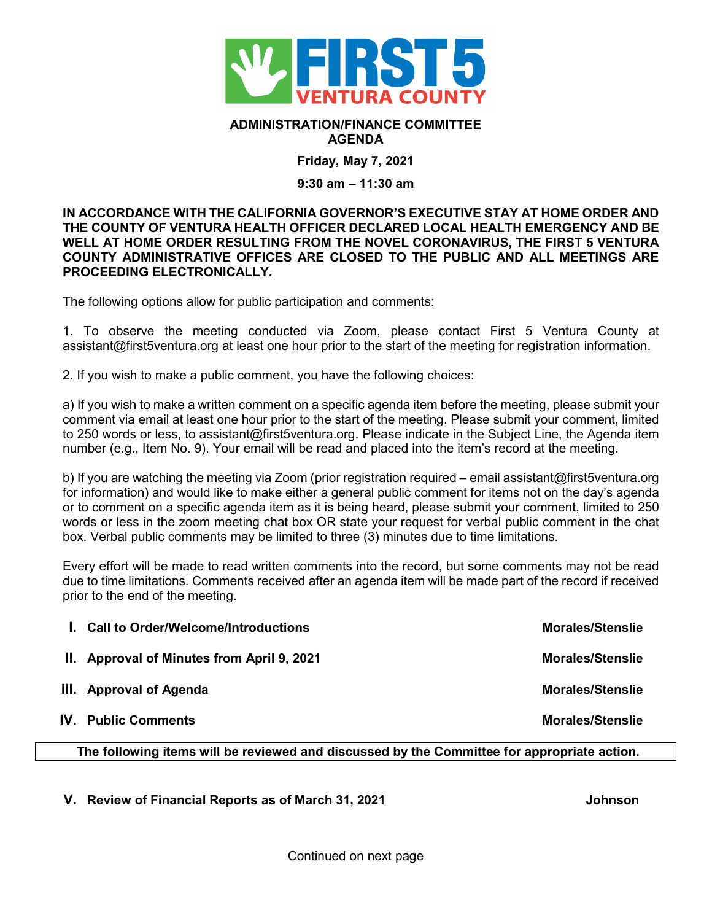FIRST 5 VENTURA COUNTY

**ADMINISTRATION/FINANCE COMMITTEE**
**AGENDA**

**Friday, May 7, 2021**

**9:30 am – 11:30 am**

**IN ACCORDANCE WITH THE CALIFORNIA GOVERNOR'S EXECUTIVE STAY AT HOME ORDER AND THE COUNTY OF VENTURA HEALTH OFFICER DECLARED LOCAL HEALTH EMERGENCY AND BE WELL AT HOME ORDER RESULTING FROM THE NOVEL CORONAVIRUS, THE FIRST 5 VENTURA COUNTY ADMINISTRATIVE OFFICES ARE CLOSED TO THE PUBLIC AND ALL MEETINGS ARE PROCEEDING ELECTRONICALLY.**

The following options allow for public participation and comments:

1. To observe the meeting conducted via Zoom, please contact First 5 Ventura County at assistant@first5ventura.org at least one hour prior to the start of the meeting for registration information.

2. If you wish to make a public comment, you have the following choices:

a) If you wish to make a written comment on a specific agenda item before the meeting, please submit your comment via email at least one hour prior to the start of the meeting. Please submit your comment, limited to 250 words or less, to assistant@first5ventura.org. Please indicate in the Subject Line, the Agenda item number (e.g., Item No. 9). Your email will be read and placed into the item's record at the meeting.

b) If you are watching the meeting via Zoom (prior registration required – email assistant@first5ventura.org for information) and would like to make either a general public comment for items not on the day's agenda or to comment on a specific agenda item as it is being heard, please submit your comment, limited to 250 words or less in the zoom meeting chat box OR state your request for verbal public comment in the chat box. Verbal public comments may be limited to three (3) minutes due to time limitations.

Every effort will be made to read written comments into the record, but some comments may not be read due to time limitations. Comments received after an agenda item will be made part of the record if received prior to the end of the meeting.

| | | |
|---|---|---|
| **I.** | **Call to Order/Welcome/Introductions** | **Morales/Stenslie** |
| **II.** | **Approval of Minutes from April 9, 2021** | **Morales/Stenslie** |
| **III.** | **Approval of Agenda** | **Morales/Stenslie** |
| **IV.** | **Public Comments** | **Morales/Stenslie** |

**The following items will be reviewed and discussed by the Committee for appropriate action.**

| | | |
|---|---|---|
| **V.** | **Review of Financial Reports as of March 31, 2021** | **Johnson** |

Continued on next page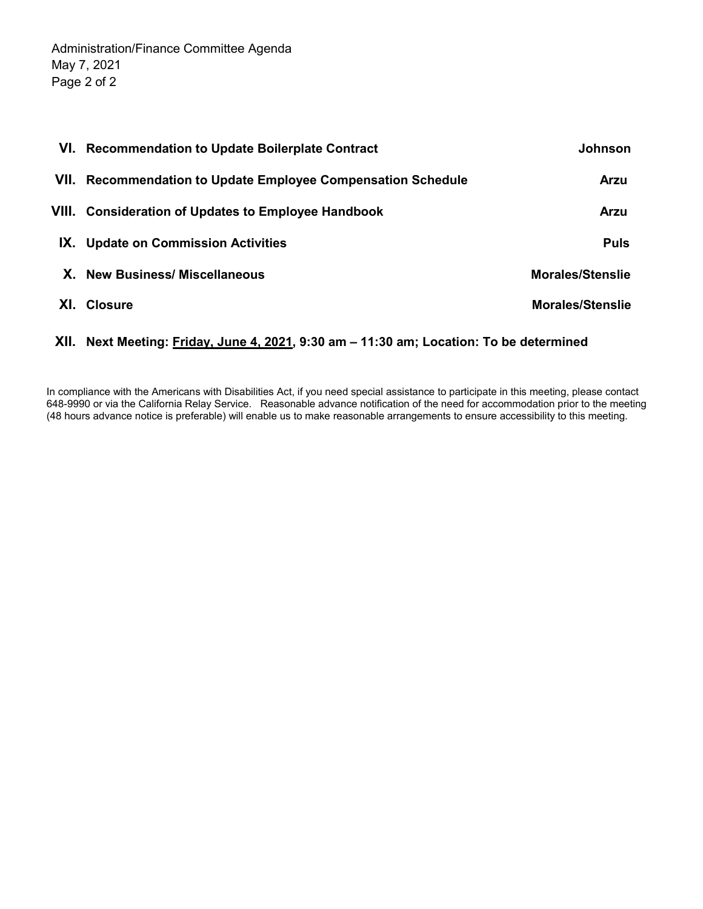| | | |
|---|---|---|
| **VI.** | **Recommendation to Update Boilerplate Contract** | **Johnson** |
| **VII.** | **Recommendation to Update Employee Compensation Schedule** | **Arzu** |
| **VIII.** | **Consideration of Updates to Employee Handbook** | **Arzu** |
| **IX.** | **Update on Commission Activities** | **Puls** |
| **X.** | **New Business/ Miscellaneous** | **Morales/Stenslie** |
| **XI.** | **Closure** | **Morales/Stenslie** |

**XII. Next Meeting: <u>Friday, June 4, 2021</u>, 9:30 am – 11:30 am; Location: To be determined**

In compliance with the Americans with Disabilities Act, if you need special assistance to participate in this meeting, please contact 648-9990 or via the California Relay Service. Reasonable advance notification of the need for accommodation prior to the meeting (48 hours advance notice is preferable) will enable us to make reasonable arrangements to ensure accessibility to this meeting.